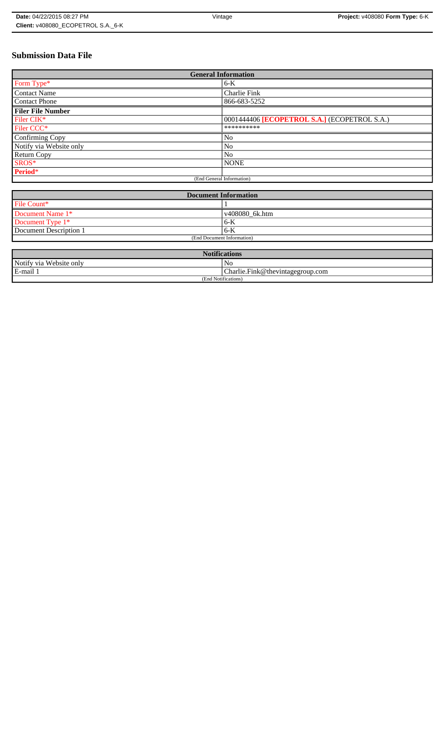# Submission Data File

| General Information | |
|---|---|
| Form Type* | 6-K |
| Contact Name | Charlie Fink |
| Contact Phone | 866-683-5252 |
| **Filer File Number** | |
| Filer CIK* | 0001444406 **[ECOPETROL S.A.]** (ECOPETROL S.A.) |
| Filer CCC* | ********** |
| Confirming Copy | No |
| Notify via Website only | No |
| Return Copy | No |
| SROS* | NONE |
| **Period*** | |
| (End General Information) | |

| Document Information | |
|---|---|
| File Count* | 1 |
| Document Name 1* | v408080_6k.htm |
| Document Type 1* | 6-K |
| Document Description 1 | 6-K |
| (End Document Information) | |

| Notifications | |
|---|---|
| Notify via Website only | No |
| E-mail 1 | Charlie.Fink@thevintagegroup.com |
| (End Notifications) | |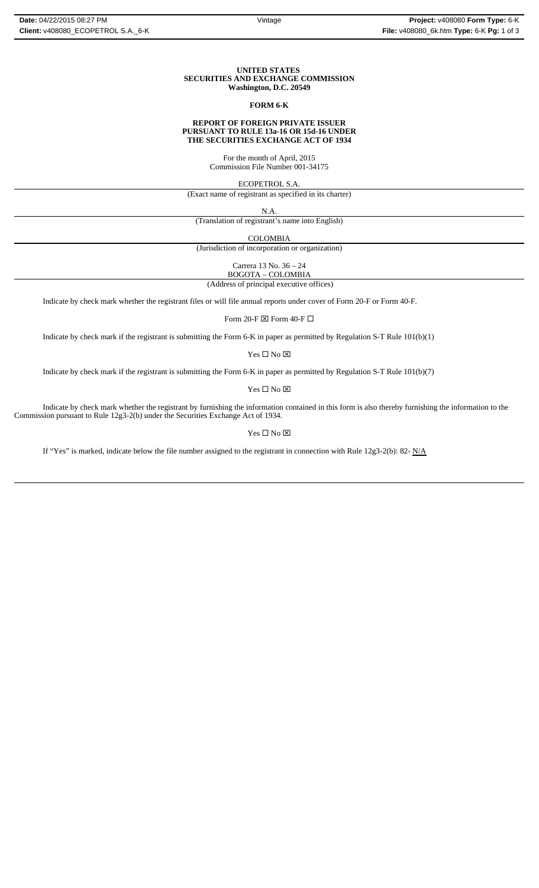**UNITED STATES**
**SECURITIES AND EXCHANGE COMMISSION**
**Washington, D.C. 20549**

**FORM 6-K**

**REPORT OF FOREIGN PRIVATE ISSUER**
**PURSUANT TO RULE 13a-16 OR 15d-16 UNDER**
**THE SECURITIES EXCHANGE ACT OF 1934**

For the month of April, 2015
Commission File Number 001-34175

ECOPETROL S.A.
(Exact name of registrant as specified in its charter)

N.A.
(Translation of registrant's name into English)

COLOMBIA
(Jurisdiction of incorporation or organization)

Carrera 13 No. 36 – 24
BOGOTA – COLOMBIA
(Address of principal executive offices)

Indicate by check mark whether the registrant files or will file annual reports under cover of Form 20-F or Form 40-F.

Form 20-F ☒ Form 40-F ☐

Indicate by check mark if the registrant is submitting the Form 6-K in paper as permitted by Regulation S-T Rule 101(b)(1)

Yes ☐ No ☒

Indicate by check mark if the registrant is submitting the Form 6-K in paper as permitted by Regulation S-T Rule 101(b)(7)

Yes ☐ No ☒

Indicate by check mark whether the registrant by furnishing the information contained in this form is also thereby furnishing the information to the Commission pursuant to Rule 12g3-2(b) under the Securities Exchange Act of 1934.

Yes ☐ No ☒

If "Yes" is marked, indicate below the file number assigned to the registrant in connection with Rule 12g3-2(b): 82- N/A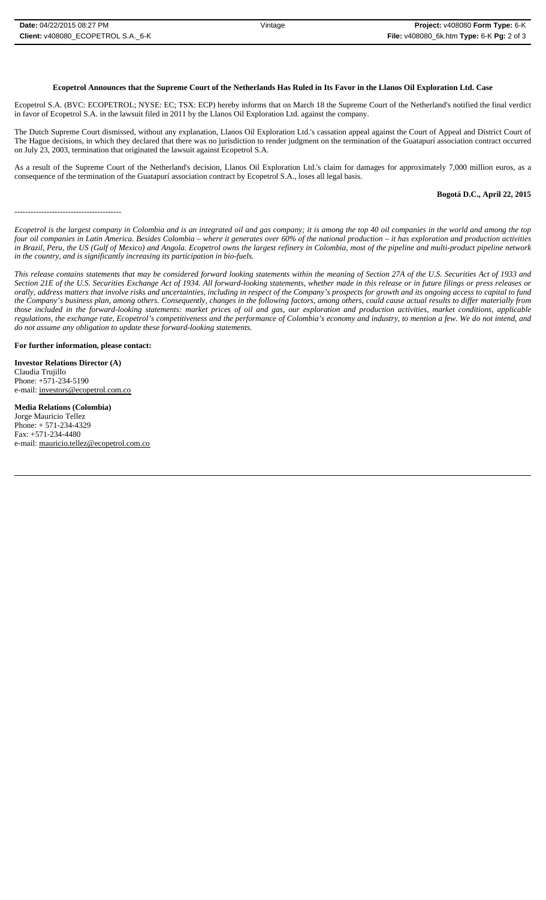**Ecopetrol Announces that the Supreme Court of the Netherlands Has Ruled in Its Favor in the Llanos Oil Exploration Ltd. Case**

Ecopetrol S.A. (BVC: ECOPETROL; NYSE: EC; TSX: ECP) hereby informs that on March 18 the Supreme Court of the Netherland's notified the final verdict in favor of Ecopetrol S.A. in the lawsuit filed in 2011 by the Llanos Oil Exploration Ltd. against the company.

The Dutch Supreme Court dismissed, without any explanation, Llanos Oil Exploration Ltd.'s cassation appeal against the Court of Appeal and District Court of The Hague decisions, in which they declared that there was no jurisdiction to render judgment on the termination of the Guatapurí association contract occurred on July 23, 2003, termination that originated the lawsuit against Ecopetrol S.A.

As a result of the Supreme Court of the Netherland's decision, Llanos Oil Exploration Ltd.'s claim for damages for approximately 7,000 million euros, as a consequence of the termination of the Guatapurí association contract by Ecopetrol S.A., loses all legal basis.

**Bogotá D.C., April 22, 2015**

---------------------------------------

*Ecopetrol is the largest company in Colombia and is an integrated oil and gas company; it is among the top 40 oil companies in the world and among the top four oil companies in Latin America. Besides Colombia – where it generates over 60% of the national production – it has exploration and production activities in Brazil, Peru, the US (Gulf of Mexico) and Angola. Ecopetrol owns the largest refinery in Colombia, most of the pipeline and multi-product pipeline network in the country, and is significantly increasing its participation in bio-fuels.*

*This release contains statements that may be considered forward looking statements within the meaning of Section 27A of the U.S. Securities Act of 1933 and Section 21E of the U.S. Securities Exchange Act of 1934. All forward-looking statements, whether made in this release or in future filings or press releases or orally, address matters that involve risks and uncertainties, including in respect of the Company's prospects for growth and its ongoing access to capital to fund the Company's business plan, among others. Consequently, changes in the following factors, among others, could cause actual results to differ materially from those included in the forward-looking statements: market prices of oil and gas, our exploration and production activities, market conditions, applicable regulations, the exchange rate, Ecopetrol's competitiveness and the performance of Colombia's economy and industry, to mention a few. We do not intend, and do not assume any obligation to update these forward-looking statements.*

**For further information, please contact:**

**Investor Relations Director (A)**
Claudia Trujillo
Phone: +571-234-5190
e-mail: investors@ecopetrol.com.co

**Media Relations (Colombia)**
Jorge Mauricio Tellez
Phone: + 571-234-4329
Fax: +571-234-4480
e-mail: mauricio.tellez@ecopetrol.com.co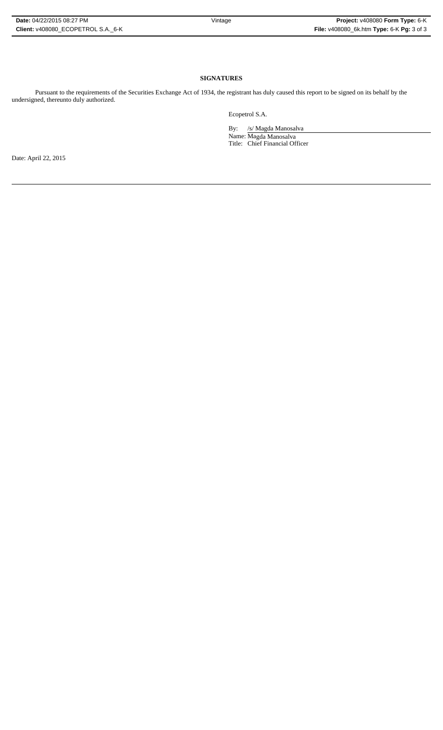**SIGNATURES**

Pursuant to the requirements of the Securities Exchange Act of 1934, the registrant has duly caused this report to be signed on its behalf by the undersigned, thereunto duly authorized.

Ecopetrol S.A.

By: /s/ Magda Manosalva

Name: Magda Manosalva

Title: Chief Financial Officer

Date: April 22, 2015